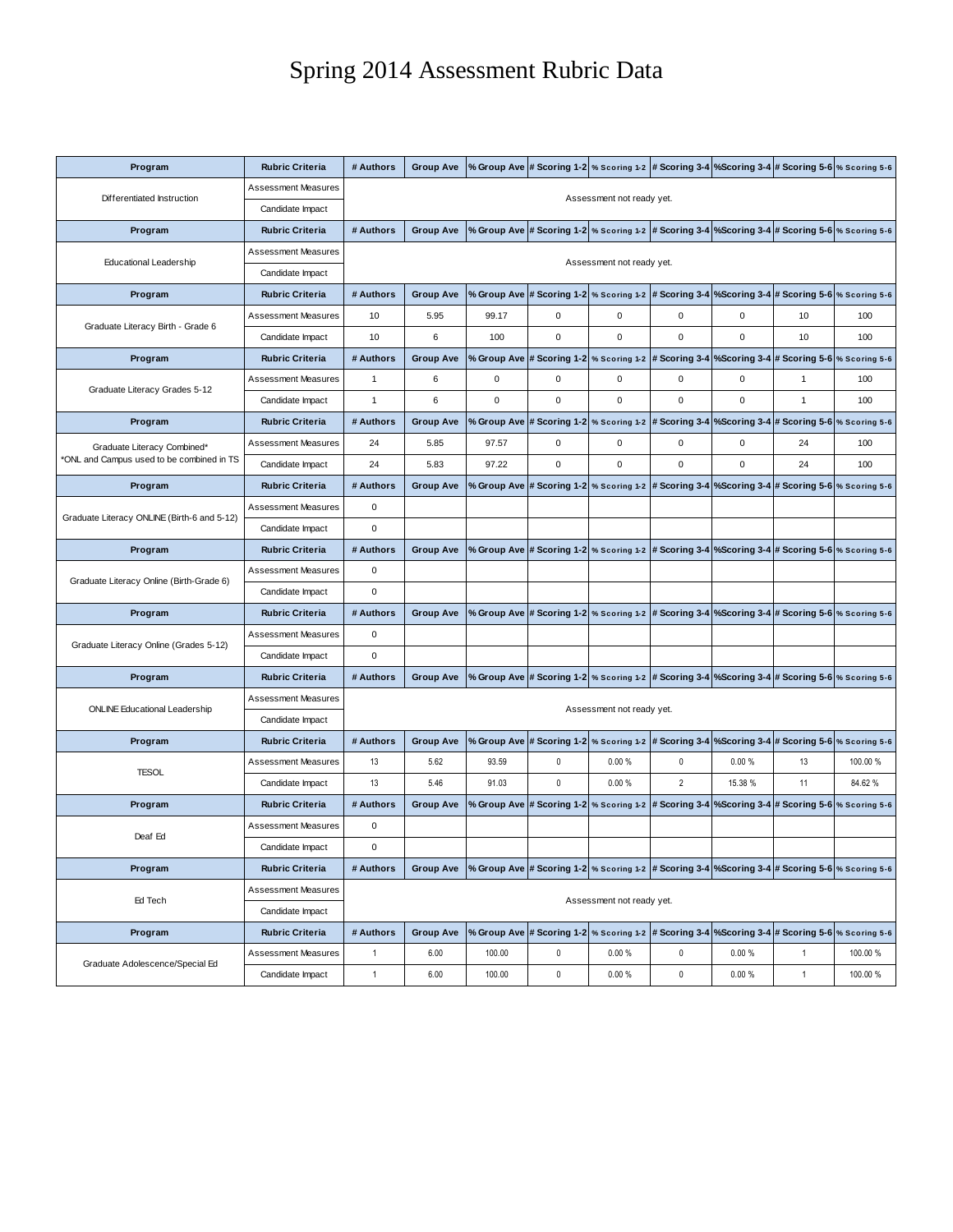# Spring 2014 Assessment Rubric Data

| Program | Rubric Criteria | # Authors | Group Ave | % Group Ave | # Scoring 1-2 | % Scoring 1-2 | # Scoring 3-4 | %Scoring 3-4 | # Scoring 5-6 | % Scoring 5-6 |
|---|---|---|---|---|---|---|---|---|---|---|
| Differentiated Instruction | Assessment Measures | Assessment not ready yet. | | | | | | | | |
| | Candidate Impact | | | | | | | | | |
| **Program** | **Rubric Criteria** | **# Authors** | **Group Ave** | **% Group Ave** | **# Scoring 1-2** | **% Scoring 1-2** | **# Scoring 3-4** | **%Scoring 3-4** | **# Scoring 5-6** | **% Scoring 5-6** |
| Educational Leadership | Assessment Measures | Assessment not ready yet. | | | | | | | | |
| | Candidate Impact | | | | | | | | | |
| **Program** | **Rubric Criteria** | **# Authors** | **Group Ave** | **% Group Ave** | **# Scoring 1-2** | **% Scoring 1-2** | **# Scoring 3-4** | **%Scoring 3-4** | **# Scoring 5-6** | **% Scoring 5-6** |
| Graduate Literacy Birth - Grade 6 | Assessment Measures | 10 | 5.95 | 99.17 | 0 | 0 | 0 | 0 | 10 | 100 |
| | Candidate Impact | 10 | 6 | 100 | 0 | 0 | 0 | 0 | 10 | 100 |
| **Program** | **Rubric Criteria** | **# Authors** | **Group Ave** | **% Group Ave** | **# Scoring 1-2** | **% Scoring 1-2** | **# Scoring 3-4** | **%Scoring 3-4** | **# Scoring 5-6** | **% Scoring 5-6** |
| Graduate Literacy Grades 5-12 | Assessment Measures | 1 | 6 | 0 | 0 | 0 | 0 | 0 | 1 | 100 |
| | Candidate Impact | 1 | 6 | 0 | 0 | 0 | 0 | 0 | 1 | 100 |
| **Program** | **Rubric Criteria** | **# Authors** | **Group Ave** | **% Group Ave** | **# Scoring 1-2** | **% Scoring 1-2** | **# Scoring 3-4** | **%Scoring 3-4** | **# Scoring 5-6** | **% Scoring 5-6** |
| Graduate Literacy Combined* *ONL and Campus used to be combined in TS | Assessment Measures | 24 | 5.85 | 97.57 | 0 | 0 | 0 | 0 | 24 | 100 |
| | Candidate Impact | 24 | 5.83 | 97.22 | 0 | 0 | 0 | 0 | 24 | 100 |
| **Program** | **Rubric Criteria** | **# Authors** | **Group Ave** | **% Group Ave** | **# Scoring 1-2** | **% Scoring 1-2** | **# Scoring 3-4** | **%Scoring 3-4** | **# Scoring 5-6** | **% Scoring 5-6** |
| Graduate Literacy ONLINE (Birth-6 and 5-12) | Assessment Measures | 0 | | | | | | | | |
| | Candidate Impact | 0 | | | | | | | | |
| **Program** | **Rubric Criteria** | **# Authors** | **Group Ave** | **% Group Ave** | **# Scoring 1-2** | **% Scoring 1-2** | **# Scoring 3-4** | **%Scoring 3-4** | **# Scoring 5-6** | **% Scoring 5-6** |
| Graduate Literacy Online (Birth-Grade 6) | Assessment Measures | 0 | | | | | | | | |
| | Candidate Impact | 0 | | | | | | | | |
| **Program** | **Rubric Criteria** | **# Authors** | **Group Ave** | **% Group Ave** | **# Scoring 1-2** | **% Scoring 1-2** | **# Scoring 3-4** | **%Scoring 3-4** | **# Scoring 5-6** | **% Scoring 5-6** |
| Graduate Literacy Online (Grades 5-12) | Assessment Measures | 0 | | | | | | | | |
| | Candidate Impact | 0 | | | | | | | | |
| **Program** | **Rubric Criteria** | **# Authors** | **Group Ave** | **% Group Ave** | **# Scoring 1-2** | **% Scoring 1-2** | **# Scoring 3-4** | **%Scoring 3-4** | **# Scoring 5-6** | **% Scoring 5-6** |
| ONLINE Educational Leadership | Assessment Measures | Assessment not ready yet. | | | | | | | | |
| | Candidate Impact | | | | | | | | | |
| **Program** | **Rubric Criteria** | **# Authors** | **Group Ave** | **% Group Ave** | **# Scoring 1-2** | **% Scoring 1-2** | **# Scoring 3-4** | **%Scoring 3-4** | **# Scoring 5-6** | **% Scoring 5-6** |
| TESOL | Assessment Measures | 13 | 5.62 | 93.59 | 0 | 0.00 % | 0 | 0.00 % | 13 | 100.00 % |
| | Candidate Impact | 13 | 5.46 | 91.03 | 0 | 0.00 % | 2 | 15.38 % | 11 | 84.62 % |
| **Program** | **Rubric Criteria** | **# Authors** | **Group Ave** | **% Group Ave** | **# Scoring 1-2** | **% Scoring 1-2** | **# Scoring 3-4** | **%Scoring 3-4** | **# Scoring 5-6** | **% Scoring 5-6** |
| Deaf Ed | Assessment Measures | 0 | | | | | | | | |
| | Candidate Impact | 0 | | | | | | | | |
| **Program** | **Rubric Criteria** | **# Authors** | **Group Ave** | **% Group Ave** | **# Scoring 1-2** | **% Scoring 1-2** | **# Scoring 3-4** | **%Scoring 3-4** | **# Scoring 5-6** | **% Scoring 5-6** |
| Ed Tech | Assessment Measures | Assessment not ready yet. | | | | | | | | |
| | Candidate Impact | | | | | | | | | |
| **Program** | **Rubric Criteria** | **# Authors** | **Group Ave** | **% Group Ave** | **# Scoring 1-2** | **% Scoring 1-2** | **# Scoring 3-4** | **%Scoring 3-4** | **# Scoring 5-6** | **% Scoring 5-6** |
| Graduate Adolescence/Special Ed | Assessment Measures | 1 | 6.00 | 100.00 | 0 | 0.00 % | 0 | 0.00 % | 1 | 100.00 % |
| | Candidate Impact | 1 | 6.00 | 100.00 | 0 | 0.00 % | 0 | 0.00 % | 1 | 100.00 % |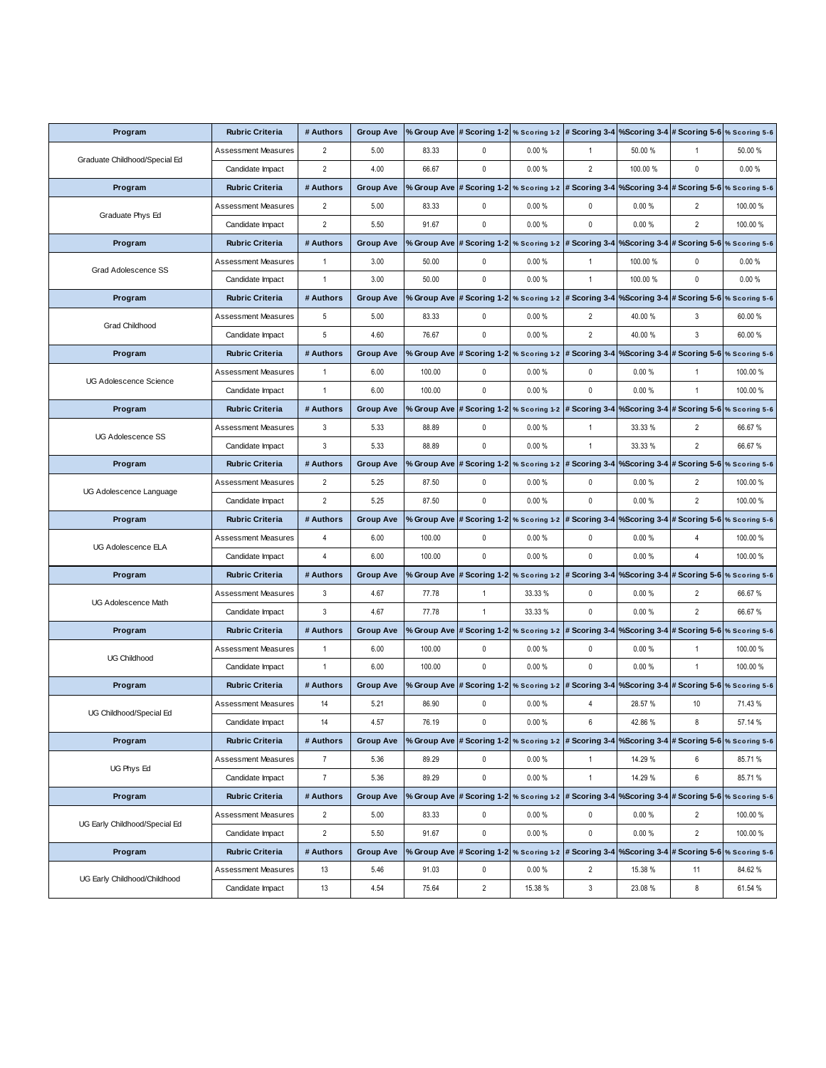| Program | Rubric Criteria | # Authors | Group Ave | % Group Ave | # Scoring 1-2 | % Scoring 1-2 | # Scoring 3-4 | %Scoring 3-4 | # Scoring 5-6 | % Scoring 5-6 |
|---|---|---|---|---|---|---|---|---|---|---|
| Graduate Childhood/Special Ed | Assessment Measures | 2 | 5.00 | 83.33 | 0 | 0.00 % | 1 | 50.00 % | 1 | 50.00 % |
| | Candidate Impact | 2 | 4.00 | 66.67 | 0 | 0.00 % | 2 | 100.00 % | 0 | 0.00 % |
| **Program** | **Rubric Criteria** | **# Authors** | **Group Ave** | **% Group Ave** | **# Scoring 1-2** | **% Scoring 1-2** | **# Scoring 3-4** | **%Scoring 3-4** | **# Scoring 5-6** | **% Scoring 5-6** |
| Graduate Phys Ed | Assessment Measures | 2 | 5.00 | 83.33 | 0 | 0.00 % | 0 | 0.00 % | 2 | 100.00 % |
| | Candidate Impact | 2 | 5.50 | 91.67 | 0 | 0.00 % | 0 | 0.00 % | 2 | 100.00 % |
| **Program** | **Rubric Criteria** | **# Authors** | **Group Ave** | **% Group Ave** | **# Scoring 1-2** | **% Scoring 1-2** | **# Scoring 3-4** | **%Scoring 3-4** | **# Scoring 5-6** | **% Scoring 5-6** |
| Grad Adolescence SS | Assessment Measures | 1 | 3.00 | 50.00 | 0 | 0.00 % | 1 | 100.00 % | 0 | 0.00 % |
| | Candidate Impact | 1 | 3.00 | 50.00 | 0 | 0.00 % | 1 | 100.00 % | 0 | 0.00 % |
| **Program** | **Rubric Criteria** | **# Authors** | **Group Ave** | **% Group Ave** | **# Scoring 1-2** | **% Scoring 1-2** | **# Scoring 3-4** | **%Scoring 3-4** | **# Scoring 5-6** | **% Scoring 5-6** |
| Grad Childhood | Assessment Measures | 5 | 5.00 | 83.33 | 0 | 0.00 % | 2 | 40.00 % | 3 | 60.00 % |
| | Candidate Impact | 5 | 4.60 | 76.67 | 0 | 0.00 % | 2 | 40.00 % | 3 | 60.00 % |
| **Program** | **Rubric Criteria** | **# Authors** | **Group Ave** | **% Group Ave** | **# Scoring 1-2** | **% Scoring 1-2** | **# Scoring 3-4** | **%Scoring 3-4** | **# Scoring 5-6** | **% Scoring 5-6** |
| UG Adolescence Science | Assessment Measures | 1 | 6.00 | 100.00 | 0 | 0.00 % | 0 | 0.00 % | 1 | 100.00 % |
| | Candidate Impact | 1 | 6.00 | 100.00 | 0 | 0.00 % | 0 | 0.00 % | 1 | 100.00 % |
| **Program** | **Rubric Criteria** | **# Authors** | **Group Ave** | **% Group Ave** | **# Scoring 1-2** | **% Scoring 1-2** | **# Scoring 3-4** | **%Scoring 3-4** | **# Scoring 5-6** | **% Scoring 5-6** |
| UG Adolescence SS | Assessment Measures | 3 | 5.33 | 88.89 | 0 | 0.00 % | 1 | 33.33 % | 2 | 66.67 % |
| | Candidate Impact | 3 | 5.33 | 88.89 | 0 | 0.00 % | 1 | 33.33 % | 2 | 66.67 % |
| **Program** | **Rubric Criteria** | **# Authors** | **Group Ave** | **% Group Ave** | **# Scoring 1-2** | **% Scoring 1-2** | **# Scoring 3-4** | **%Scoring 3-4** | **# Scoring 5-6** | **% Scoring 5-6** |
| UG Adolescence Language | Assessment Measures | 2 | 5.25 | 87.50 | 0 | 0.00 % | 0 | 0.00 % | 2 | 100.00 % |
| | Candidate Impact | 2 | 5.25 | 87.50 | 0 | 0.00 % | 0 | 0.00 % | 2 | 100.00 % |
| **Program** | **Rubric Criteria** | **# Authors** | **Group Ave** | **% Group Ave** | **# Scoring 1-2** | **% Scoring 1-2** | **# Scoring 3-4** | **%Scoring 3-4** | **# Scoring 5-6** | **% Scoring 5-6** |
| UG Adolescence ELA | Assessment Measures | 4 | 6.00 | 100.00 | 0 | 0.00 % | 0 | 0.00 % | 4 | 100.00 % |
| | Candidate Impact | 4 | 6.00 | 100.00 | 0 | 0.00 % | 0 | 0.00 % | 4 | 100.00 % |
| **Program** | **Rubric Criteria** | **# Authors** | **Group Ave** | **% Group Ave** | **# Scoring 1-2** | **% Scoring 1-2** | **# Scoring 3-4** | **%Scoring 3-4** | **# Scoring 5-6** | **% Scoring 5-6** |
| UG Adolescence Math | Assessment Measures | 3 | 4.67 | 77.78 | 1 | 33.33 % | 0 | 0.00 % | 2 | 66.67 % |
| | Candidate Impact | 3 | 4.67 | 77.78 | 1 | 33.33 % | 0 | 0.00 % | 2 | 66.67 % |
| **Program** | **Rubric Criteria** | **# Authors** | **Group Ave** | **% Group Ave** | **# Scoring 1-2** | **% Scoring 1-2** | **# Scoring 3-4** | **%Scoring 3-4** | **# Scoring 5-6** | **% Scoring 5-6** |
| UG Childhood | Assessment Measures | 1 | 6.00 | 100.00 | 0 | 0.00 % | 0 | 0.00 % | 1 | 100.00 % |
| | Candidate Impact | 1 | 6.00 | 100.00 | 0 | 0.00 % | 0 | 0.00 % | 1 | 100.00 % |
| **Program** | **Rubric Criteria** | **# Authors** | **Group Ave** | **% Group Ave** | **# Scoring 1-2** | **% Scoring 1-2** | **# Scoring 3-4** | **%Scoring 3-4** | **# Scoring 5-6** | **% Scoring 5-6** |
| UG Childhood/Special Ed | Assessment Measures | 14 | 5.21 | 86.90 | 0 | 0.00 % | 4 | 28.57 % | 10 | 71.43 % |
| | Candidate Impact | 14 | 4.57 | 76.19 | 0 | 0.00 % | 6 | 42.86 % | 8 | 57.14 % |
| **Program** | **Rubric Criteria** | **# Authors** | **Group Ave** | **% Group Ave** | **# Scoring 1-2** | **% Scoring 1-2** | **# Scoring 3-4** | **%Scoring 3-4** | **# Scoring 5-6** | **% Scoring 5-6** |
| UG Phys Ed | Assessment Measures | 7 | 5.36 | 89.29 | 0 | 0.00 % | 1 | 14.29 % | 6 | 85.71 % |
| | Candidate Impact | 7 | 5.36 | 89.29 | 0 | 0.00 % | 1 | 14.29 % | 6 | 85.71 % |
| **Program** | **Rubric Criteria** | **# Authors** | **Group Ave** | **% Group Ave** | **# Scoring 1-2** | **% Scoring 1-2** | **# Scoring 3-4** | **%Scoring 3-4** | **# Scoring 5-6** | **% Scoring 5-6** |
| UG Early Childhood/Special Ed | Assessment Measures | 2 | 5.00 | 83.33 | 0 | 0.00 % | 0 | 0.00 % | 2 | 100.00 % |
| | Candidate Impact | 2 | 5.50 | 91.67 | 0 | 0.00 % | 0 | 0.00 % | 2 | 100.00 % |
| **Program** | **Rubric Criteria** | **# Authors** | **Group Ave** | **% Group Ave** | **# Scoring 1-2** | **% Scoring 1-2** | **# Scoring 3-4** | **%Scoring 3-4** | **# Scoring 5-6** | **% Scoring 5-6** |
| UG Early Childhood/Childhood | Assessment Measures | 13 | 5.46 | 91.03 | 0 | 0.00 % | 2 | 15.38 % | 11 | 84.62 % |
| | Candidate Impact | 13 | 4.54 | 75.64 | 2 | 15.38 % | 3 | 23.08 % | 8 | 61.54 % |